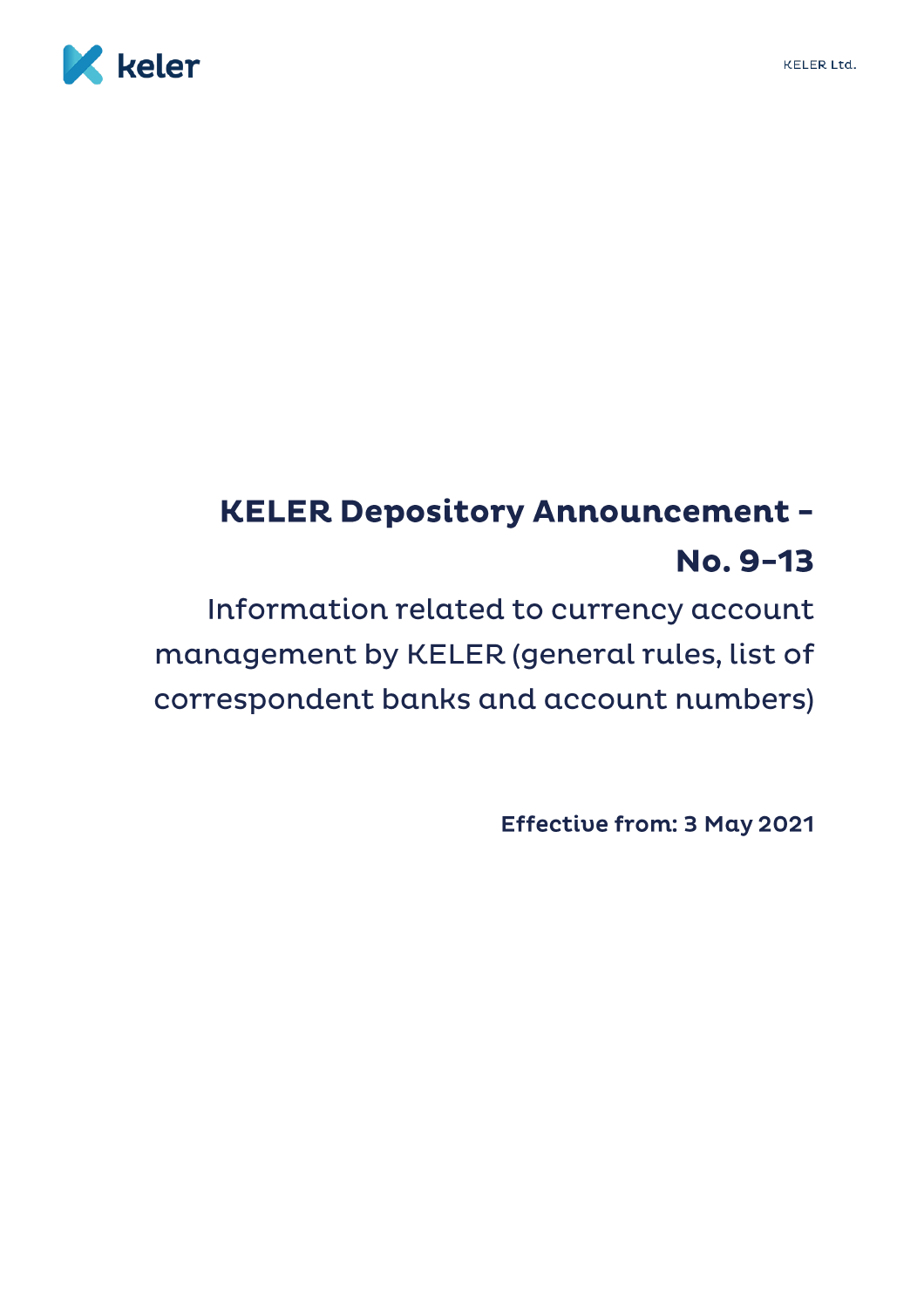# KELER Depository Announcement – No. 9-13

## Information related to currency account management by KELER (general rules, list of correspondent banks and account numbers)

**Effective from: 3 May 2021**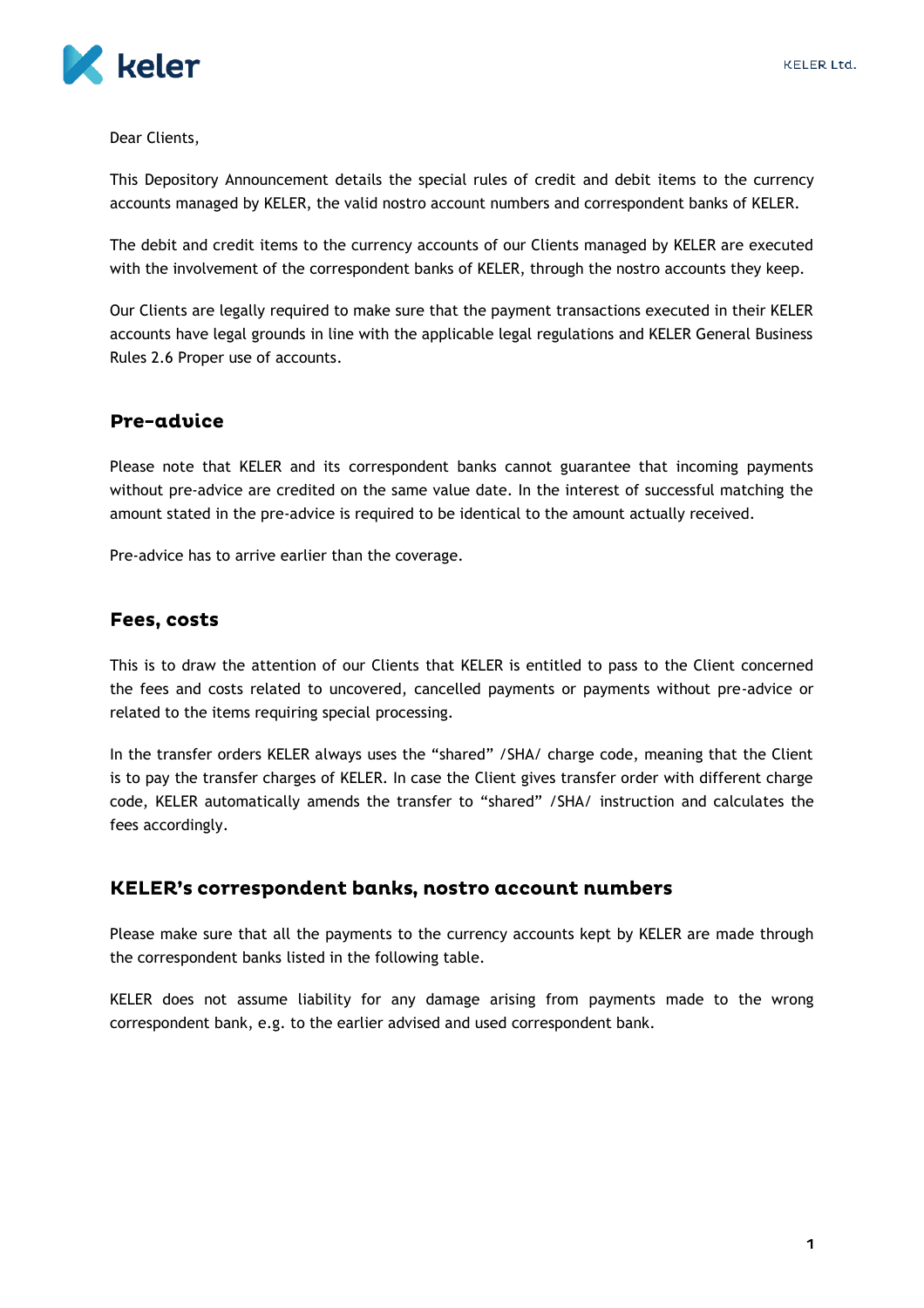Dear Clients,

This Depository Announcement details the special rules of credit and debit items to the currency accounts managed by KELER, the valid nostro account numbers and correspondent banks of KELER.

The debit and credit items to the currency accounts of our Clients managed by KELER are executed with the involvement of the correspondent banks of KELER, through the nostro accounts they keep.

Our Clients are legally required to make sure that the payment transactions executed in their KELER accounts have legal grounds in line with the applicable legal regulations and KELER General Business Rules 2.6 Proper use of accounts.

## Pre-advice

Please note that KELER and its correspondent banks cannot guarantee that incoming payments without pre-advice are credited on the same value date. In the interest of successful matching the amount stated in the pre-advice is required to be identical to the amount actually received.

Pre-advice has to arrive earlier than the coverage.

## Fees, costs

This is to draw the attention of our Clients that KELER is entitled to pass to the Client concerned the fees and costs related to uncovered, cancelled payments or payments without pre-advice or related to the items requiring special processing.

In the transfer orders KELER always uses the "shared" /SHA/ charge code, meaning that the Client is to pay the transfer charges of KELER. In case the Client gives transfer order with different charge code, KELER automatically amends the transfer to "shared" /SHA/ instruction and calculates the fees accordingly.

## KELER's correspondent banks, nostro account numbers

Please make sure that all the payments to the currency accounts kept by KELER are made through the correspondent banks listed in the following table.

KELER does not assume liability for any damage arising from payments made to the wrong correspondent bank, e.g. to the earlier advised and used correspondent bank.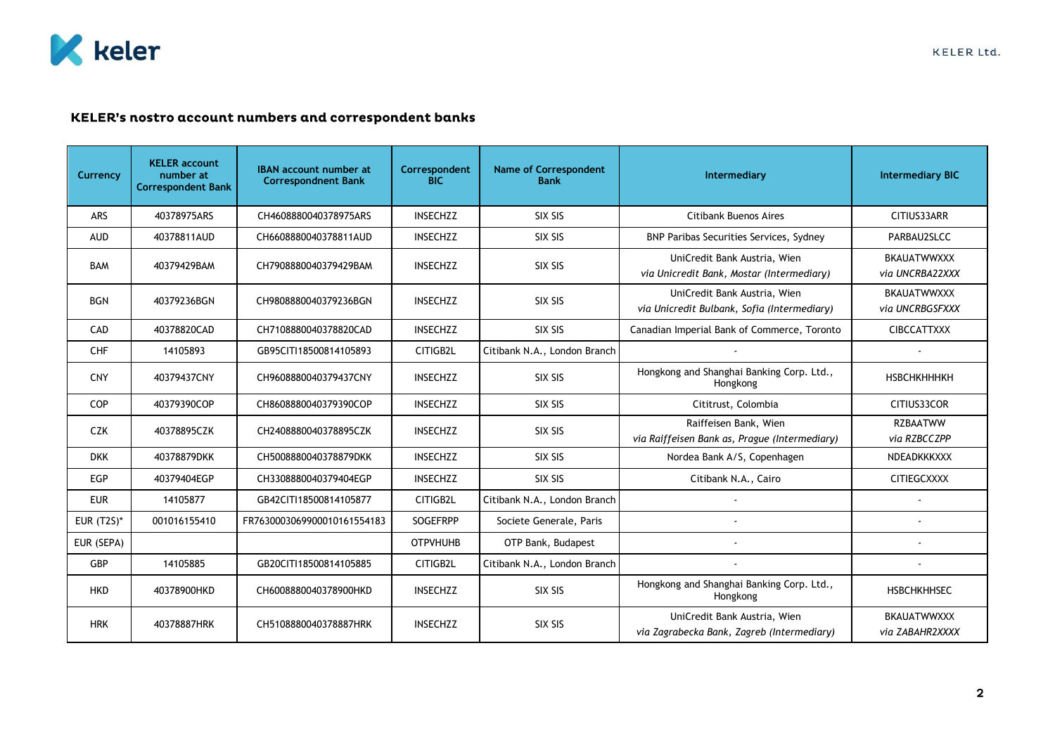## KELER's nostro account numbers and correspondent banks

| Currency | KELER account number at Correspondent Bank | IBAN account number at Correspondent Bank | Correspondent BIC | Name of Correspondent Bank | Intermediary | Intermediary BIC |
|---|---|---|---|---|---|---|
| ARS | 40378975ARS | CH4608880040378975ARS | INSECHZZ | SIX SIS | Citibank Buenos Aires | CITIUS33ARR |
| AUD | 40378811AUD | CH6608880040378811AUD | INSECHZZ | SIX SIS | BNP Paribas Securities Services, Sydney | PARBAU2SLCC |
| BAM | 40379429BAM | CH7908880040379429BAM | INSECHZZ | SIX SIS | UniCredit Bank Austria, Wien *via Unicredit Bank, Mostar (Intermediary)* | BKAUATWWXXX *via UNCRBA22XXX* |
| BGN | 40379236BGN | CH9808880040379236BGN | INSECHZZ | SIX SIS | UniCredit Bank Austria, Wien *via Unicredit Bulbank, Sofia (Intermediary)* | BKAUATWWXXX *via UNCRBGSFXXX* |
| CAD | 40378820CAD | CH7108880040378820CAD | INSECHZZ | SIX SIS | Canadian Imperial Bank of Commerce, Toronto | CIBCCATTXXX |
| CHF | 14105893 | GB95CITI18500814105893 | CITIGB2L | Citibank N.A., London Branch | - | - |
| CNY | 40379437CNY | CH9608880040379437CNY | INSECHZZ | SIX SIS | Hongkong and Shanghai Banking Corp. Ltd., Hongkong | HSBCHKHHHKH |
| COP | 40379390COP | CH8608880040379390COP | INSECHZZ | SIX SIS | Cititrust, Colombia | CITIUS33COR |
| CZK | 40378895CZK | CH2408880040378895CZK | INSECHZZ | SIX SIS | Raiffeisen Bank, Wien *via Raiffeisen Bank as, Prague (Intermediary)* | RZBAATWW *via RZBCCZPP* |
| DKK | 40378879DKK | CH5008880040378879DKK | INSECHZZ | SIX SIS | Nordea Bank A/S, Copenhagen | NDEADKKKXXX |
| EGP | 40379404EGP | CH3308880040379404EGP | INSECHZZ | SIX SIS | Citibank N.A., Cairo | CITIEGCXXXX |
| EUR | 14105877 | GB42CITI18500814105877 | CITIGB2L | Citibank N.A., London Branch | - | - |
| EUR (T2S)* | 001016155410 | FR7630003069900010161554183 | SOGEFRPP | Societe Generale, Paris | - | - |
| EUR (SEPA) | | | OTPVHUHB | OTP Bank, Budapest | - | - |
| GBP | 14105885 | GB20CITI18500814105885 | CITIGB2L | Citibank N.A., London Branch | - | - |
| HKD | 40378900HKD | CH6008880040378900HKD | INSECHZZ | SIX SIS | Hongkong and Shanghai Banking Corp. Ltd., Hongkong | HSBCHKHHSEC |
| HRK | 40378887HRK | CH5108880040378887HRK | INSECHZZ | SIX SIS | UniCredit Bank Austria, Wien *via Zagrabecka Bank, Zagreb (Intermediary)* | BKAUATWWXXX *via ZABAHR2XXXX* |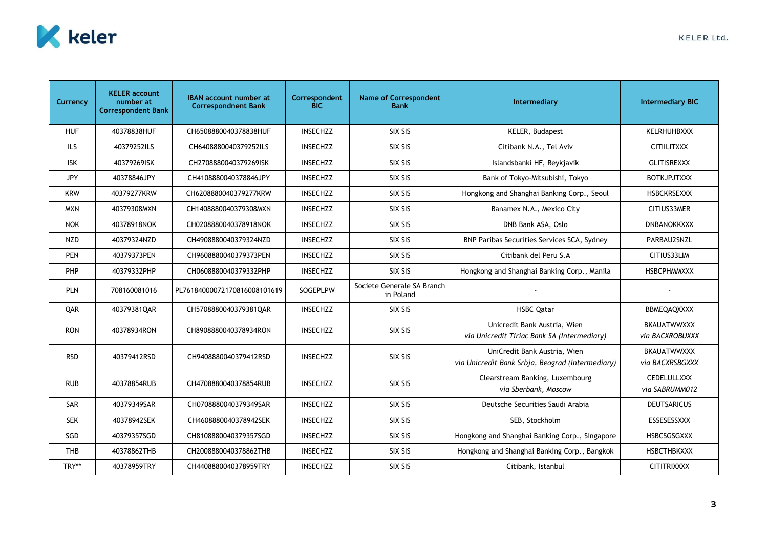| Currency | KELER account number at Correspondent Bank | IBAN account number at Correspondnent Bank | Correspondent BIC | Name of Correspondent Bank | Intermediary | Intermediary BIC |
|---|---|---|---|---|---|---|
| HUF | 40378838HUF | CH6508880040378838HUF | INSECHZZ | SIX SIS | KELER, Budapest | KELRHUHBXXX |
| ILS | 40379252ILS | CH6408880040379252ILS | INSECHZZ | SIX SIS | Citibank N.A., Tel Aviv | CITIILITXXX |
| ISK | 40379269ISK | CH2708880040379269ISK | INSECHZZ | SIX SIS | Islandsbanki HF, Reykjavik | GLITISREXXX |
| JPY | 40378846JPY | CH4108880040378846JPY | INSECHZZ | SIX SIS | Bank of Tokyo-Mitsubishi, Tokyo | BOTKJPJTXXX |
| KRW | 40379277KRW | CH6208880040379277KRW | INSECHZZ | SIX SIS | Hongkong and Shanghai Banking Corp., Seoul | HSBCKRSEXXX |
| MXN | 40379308MXN | CH1408880040379308MXN | INSECHZZ | SIX SIS | Banamex N.A., Mexico City | CITIUS33MER |
| NOK | 40378918NOK | CH0208880040378918NOK | INSECHZZ | SIX SIS | DNB Bank ASA, Oslo | DNBANOKKXXX |
| NZD | 40379324NZD | CH4908880040379324NZD | INSECHZZ | SIX SIS | BNP Paribas Securities Services SCA, Sydney | PARBAU2SNZL |
| PEN | 40379373PEN | CH9608880040379373PEN | INSECHZZ | SIX SIS | Citibank del Peru S.A | CITIUS33LIM |
| PHP | 40379332PHP | CH0608880040379332PHP | INSECHZZ | SIX SIS | Hongkong and Shanghai Banking Corp., Manila | HSBCPHMMXXX |
| PLN | 708160081016 | PL76184000072170816008101619 | SOGEPLPW | Societe Generale SA Branch in Poland | - | - |
| QAR | 40379381QAR | CH5708880040379381QAR | INSECHZZ | SIX SIS | HSBC Qatar | BBMEQAQXXXX |
| RON | 40378934RON | CH8908880040378934RON | INSECHZZ | SIX SIS | Unicredit Bank Austria, Wien *via Unicredit Tiriac Bank SA (Intermediary)* | BKAUATWWXXX *via BACXROBUXXX* |
| RSD | 40379412RSD | CH9408880040379412RSD | INSECHZZ | SIX SIS | UniCredit Bank Austria, Wien *via Unicredit Bank Srbja, Beograd (Intermediary)* | BKAUATWWXXX *via BACXRSBGXXX* |
| RUB | 40378854RUB | CH4708880040378854RUB | INSECHZZ | SIX SIS | Clearstream Banking, Luxembourg *via Sberbank, Moscow* | CEDELULLXXX *via SABRUMM012* |
| SAR | 40379349SAR | CH0708880040379349SAR | INSECHZZ | SIX SIS | Deutsche Securities Saudi Arabia | DEUTSARICUS |
| SEK | 40378942SEK | CH4608880040378942SEK | INSECHZZ | SIX SIS | SEB, Stockholm | ESSESESSXXX |
| SGD | 40379357SGD | CH8108880040379357SGD | INSECHZZ | SIX SIS | Hongkong and Shanghai Banking Corp., Singapore | HSBCSGSGXXX |
| THB | 40378862THB | CH2008880040378862THB | INSECHZZ | SIX SIS | Hongkong and Shanghai Banking Corp., Bangkok | HSBCTHBKXXX |
| TRY** | 40378959TRY | CH4408880040378959TRY | INSECHZZ | SIX SIS | Citibank, Istanbul | CITITRIXXXX |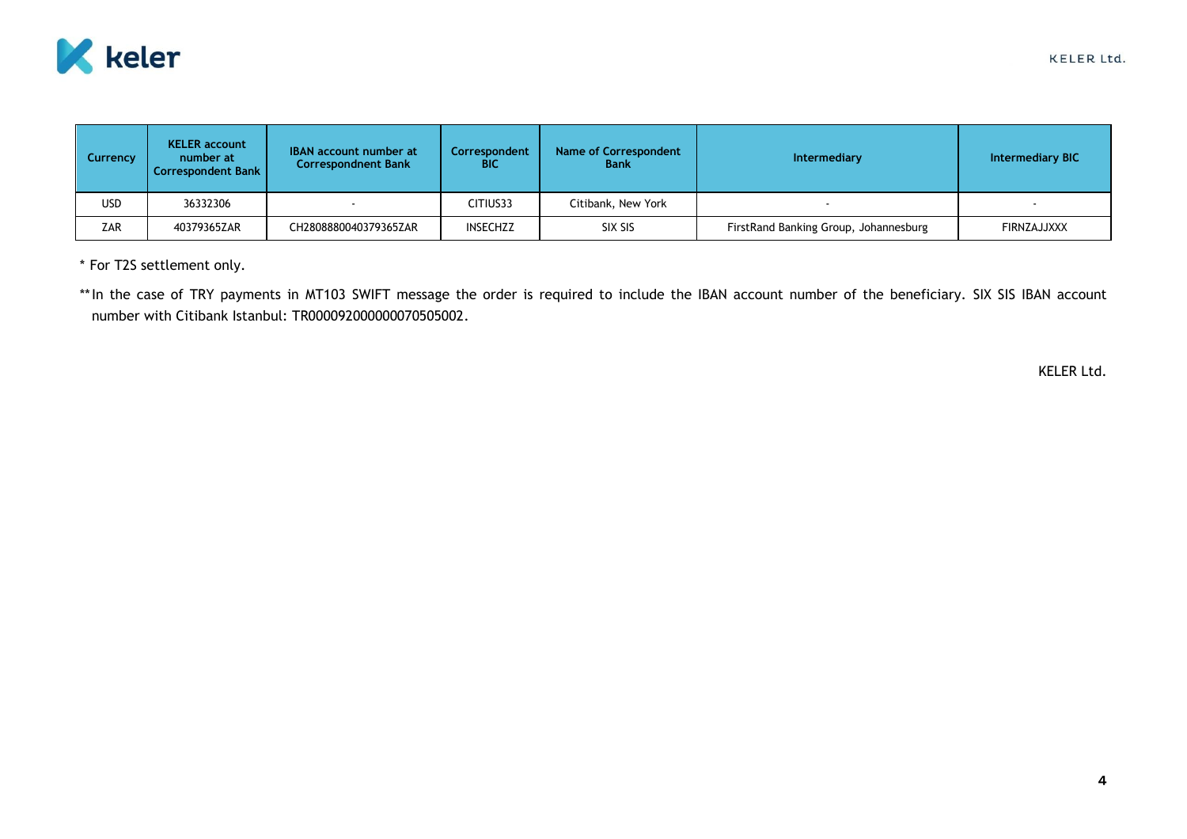| Currency | KELER account number at Correspondent Bank | IBAN account number at Correspondnent Bank | Correspondent BIC | Name of Correspondent Bank | Intermediary | Intermediary BIC |
|---|---|---|---|---|---|---|
| USD | 36332306 | - | CITIUS33 | Citibank, New York | - | - |
| ZAR | 40379365ZAR | CH2808880040379365ZAR | INSECHZZ | SIX SIS | FirstRand Banking Group, Johannesburg | FIRNZAJJXXX |

* For T2S settlement only.

** In the case of TRY payments in MT103 SWIFT message the order is required to include the IBAN account number of the beneficiary. SIX SIS IBAN account number with Citibank Istanbul: TR000092000000070505002.

KELER Ltd.